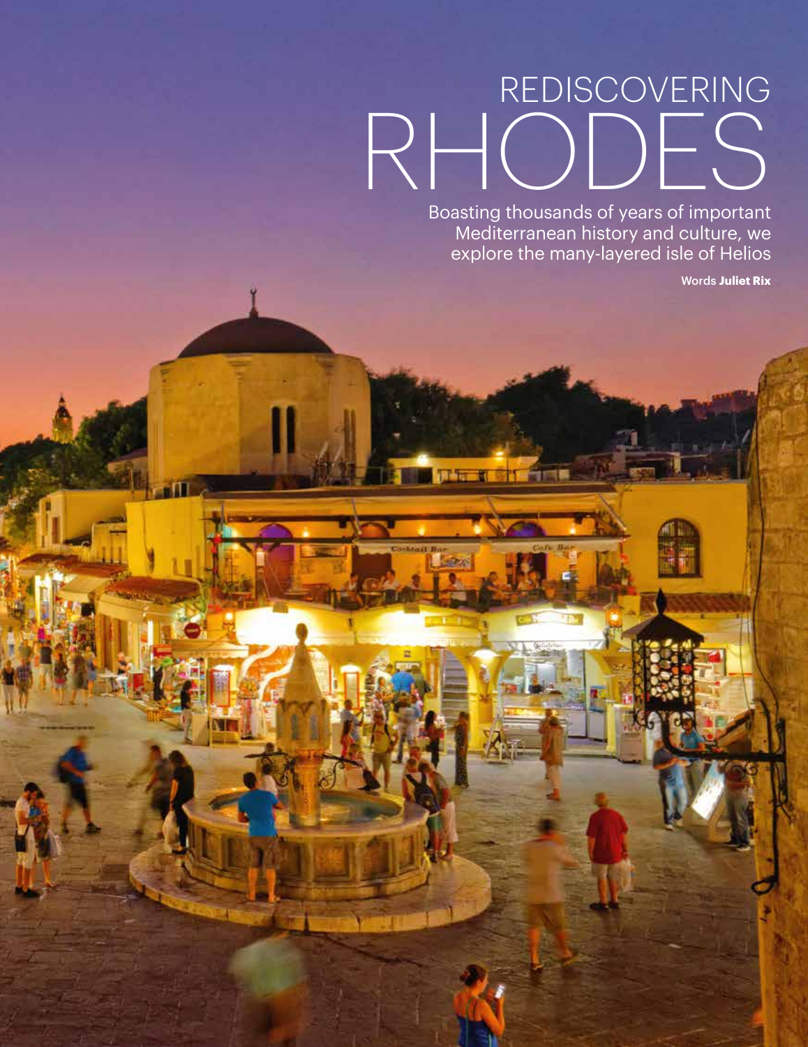# REDISCOVERING RHODES

Boasting thousands of years of important Mediterranean history and culture, we explore the many-layered isle of Helios

Words **Juliet Rix**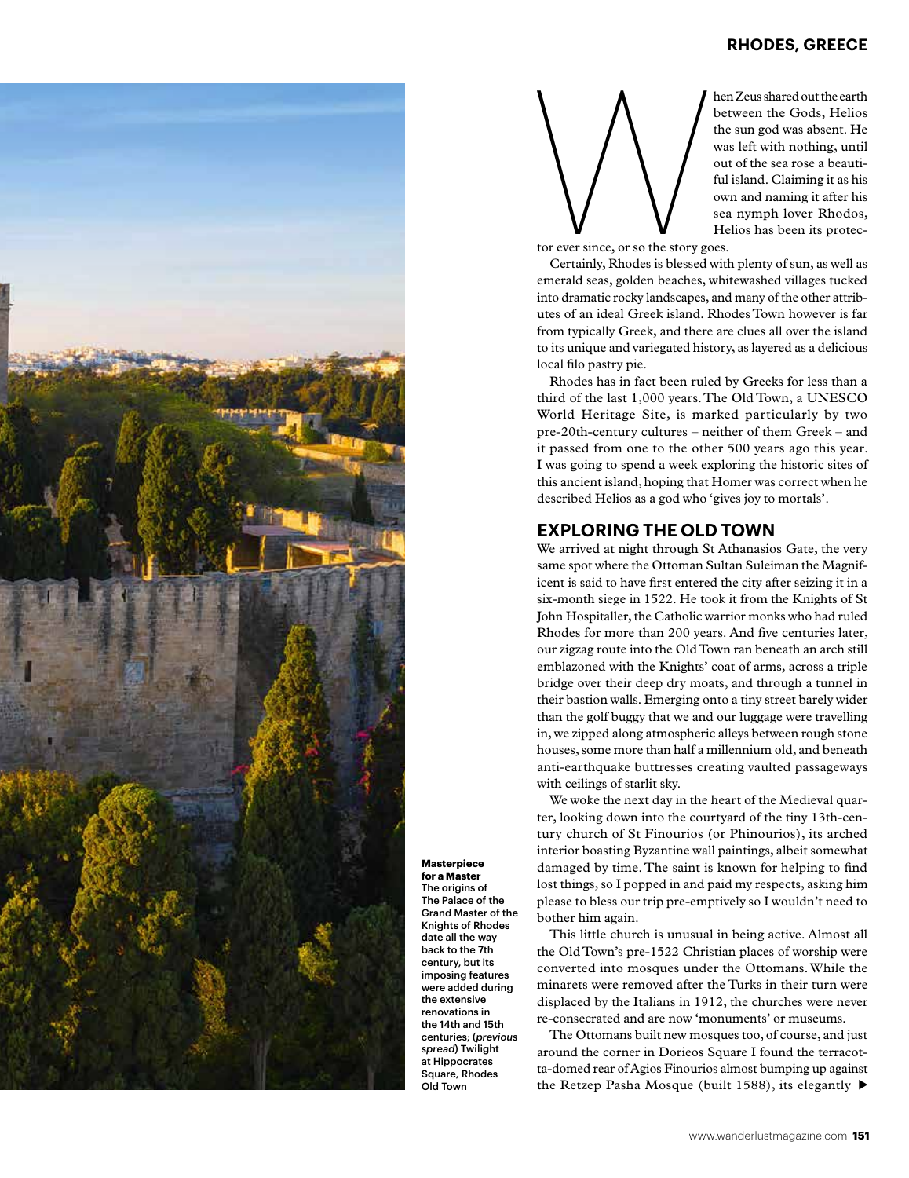When Zeus shared out the earth between the Gods, Helios the sun god was absent. He was left with nothing, until out of the sea rose a beautiful island. Claiming it as his own and naming it after his sea nymph lover Rhodos, Helios has been its protector ever since, or so the story goes.

Certainly, Rhodes is blessed with plenty of sun, as well as emerald seas, golden beaches, whitewashed villages tucked into dramatic rocky landscapes, and many of the other attributes of an ideal Greek island. Rhodes Town however is far from typically Greek, and there are clues all over the island to its unique and variegated history, as layered as a delicious local filo pastry pie.

Rhodes has in fact been ruled by Greeks for less than a third of the last 1,000 years. The Old Town, a UNESCO World Heritage Site, is marked particularly by two pre-20th-century cultures – neither of them Greek – and it passed from one to the other 500 years ago this year. I was going to spend a week exploring the historic sites of this ancient island, hoping that Homer was correct when he described Helios as a god who 'gives joy to mortals'.

## EXPLORING THE OLD TOWN

We arrived at night through St Athanasios Gate, the very same spot where the Ottoman Sultan Suleiman the Magnificent is said to have first entered the city after seizing it in a six-month siege in 1522. He took it from the Knights of St John Hospitaller, the Catholic warrior monks who had ruled Rhodes for more than 200 years. And five centuries later, our zigzag route into the Old Town ran beneath an arch still emblazoned with the Knights' coat of arms, across a triple bridge over their deep dry moats, and through a tunnel in their bastion walls. Emerging onto a tiny street barely wider than the golf buggy that we and our luggage were travelling in, we zipped along atmospheric alleys between rough stone houses, some more than half a millennium old, and beneath anti-earthquake buttresses creating vaulted passageways with ceilings of starlit sky.

We woke the next day in the heart of the Medieval quarter, looking down into the courtyard of the tiny 13th-century church of St Finourios (or Phinourios), its arched interior boasting Byzantine wall paintings, albeit somewhat damaged by time. The saint is known for helping to find lost things, so I popped in and paid my respects, asking him please to bless our trip pre-emptively so I wouldn't need to bother him again.

This little church is unusual in being active. Almost all the Old Town's pre-1522 Christian places of worship were converted into mosques under the Ottomans. While the minarets were removed after the Turks in their turn were displaced by the Italians in 1912, the churches were never re-consecrated and are now 'monuments' or museums.

The Ottomans built new mosques too, of course, and just around the corner in Dorieos Square I found the terracotta-domed rear of Agios Finourios almost bumping up against the Retzep Pasha Mosque (built 1588), its elegantly ▶

**Masterpiece for a Master**
The origins of The Palace of the Grand Master of the Knights of Rhodes date all the way back to the 7th century, but its imposing features were added during the extensive renovations in the 14th and 15th centuries; (*previous spread*) Twilight at Hippocrates Square, Rhodes Old Town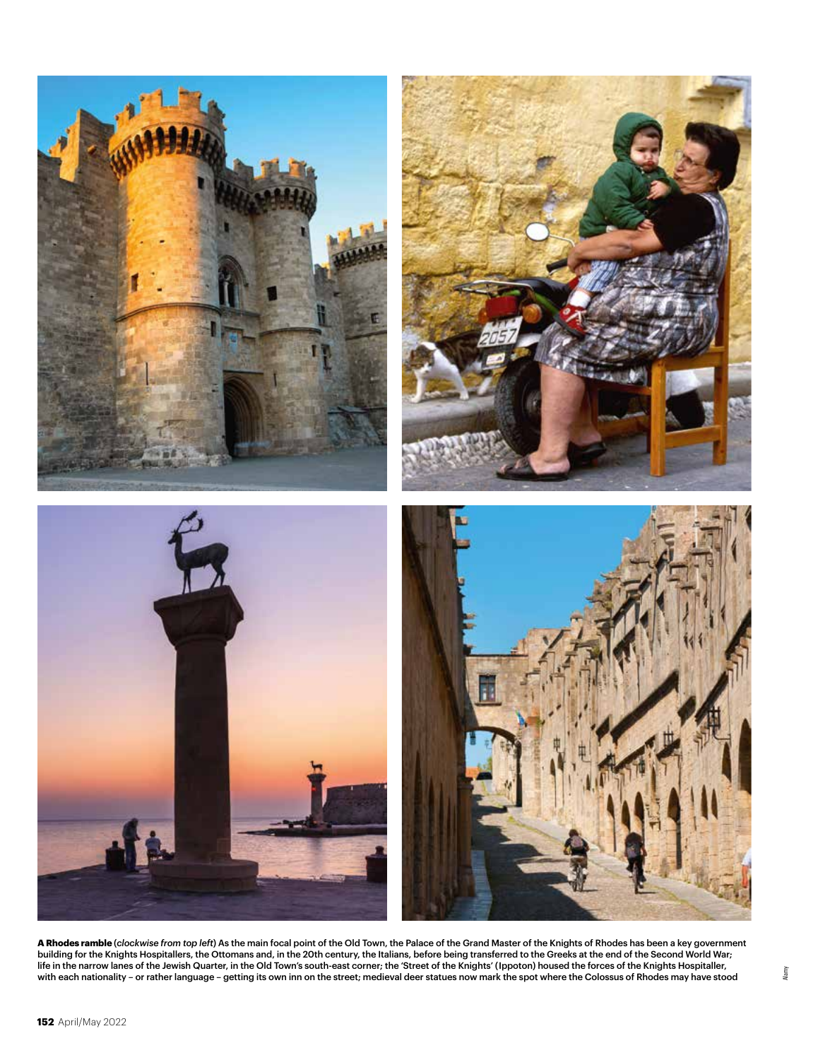**A Rhodes ramble** (*clockwise from top left*) As the main focal point of the Old Town, the Palace of the Grand Master of the Knights of Rhodes has been a key government building for the Knights Hospitallers, the Ottomans and, in the 20th century, the Italians, before being transferred to the Greeks at the end of the Second World War; life in the narrow lanes of the Jewish Quarter, in the Old Town's south-east corner; the 'Street of the Knights' (Ippoton) housed the forces of the Knights Hospitaller, with each nationality – or rather language – getting its own inn on the street; medieval deer statues now mark the spot where the Colossus of Rhodes may have stood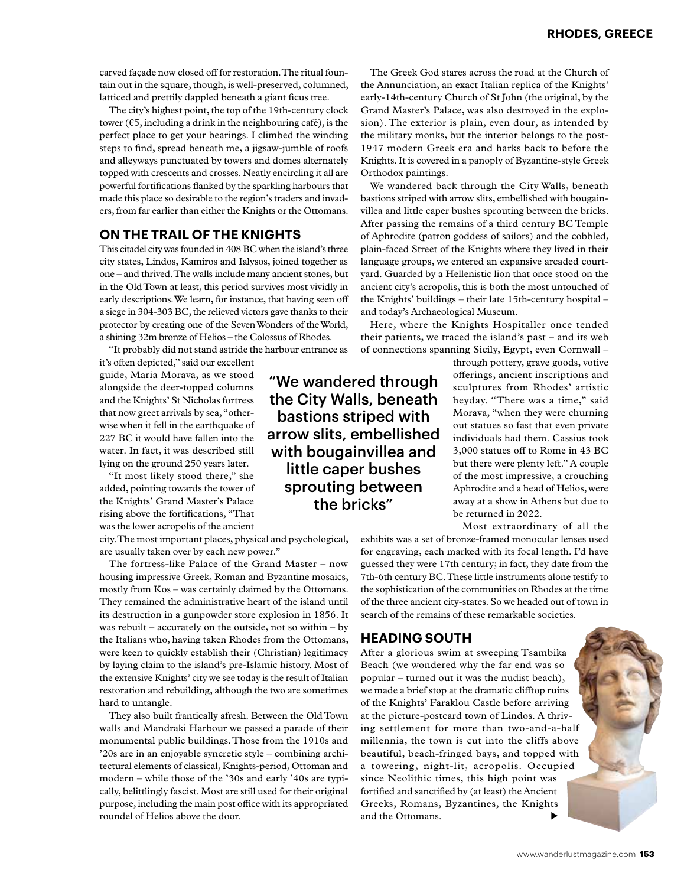carved façade now closed off for restoration. The ritual fountain out in the square, though, is well-preserved, columned, latticed and prettily dappled beneath a giant ficus tree.

The city's highest point, the top of the 19th-century clock tower (€5, including a drink in the neighbouring café), is the perfect place to get your bearings. I climbed the winding steps to find, spread beneath me, a jigsaw-jumble of roofs and alleyways punctuated by towers and domes alternately topped with crescents and crosses. Neatly encircling it all are powerful fortifications flanked by the sparkling harbours that made this place so desirable to the region's traders and invaders, from far earlier than either the Knights or the Ottomans.

## ON THE TRAIL OF THE KNIGHTS

This citadel city was founded in 408 BC when the island's three city states, Lindos, Kamiros and Ialysos, joined together as one – and thrived. The walls include many ancient stones, but in the Old Town at least, this period survives most vividly in early descriptions. We learn, for instance, that having seen off a siege in 304-303 BC, the relieved victors gave thanks to their protector by creating one of the Seven Wonders of the World, a shining 32m bronze of Helios – the Colossus of Rhodes.

"It probably did not stand astride the harbour entrance as it's often depicted," said our excellent guide, Maria Morava, as we stood alongside the deer-topped columns and the Knights' St Nicholas fortress that now greet arrivals by sea, "otherwise when it fell in the earthquake of 227 BC it would have fallen into the water. In fact, it was described still lying on the ground 250 years later.

"It most likely stood there," she added, pointing towards the tower of the Knights' Grand Master's Palace rising above the fortifications, "That was the lower acropolis of the ancient city. The most important places, physical and psychological, are usually taken over by each new power."

The fortress-like Palace of the Grand Master – now housing impressive Greek, Roman and Byzantine mosaics, mostly from Kos – was certainly claimed by the Ottomans. They remained the administrative heart of the island until its destruction in a gunpowder store explosion in 1856. It was rebuilt – accurately on the outside, not so within – by the Italians who, having taken Rhodes from the Ottomans, were keen to quickly establish their (Christian) legitimacy by laying claim to the island's pre-Islamic history. Most of the extensive Knights' city we see today is the result of Italian restoration and rebuilding, although the two are sometimes hard to untangle.

They also built frantically afresh. Between the Old Town walls and Mandraki Harbour we passed a parade of their monumental public buildings. Those from the 1910s and '20s are in an enjoyable syncretic style – combining architectural elements of classical, Knights-period, Ottoman and modern – while those of the '30s and early '40s are typically, belittlingly fascist. Most are still used for their original purpose, including the main post office with its appropriated roundel of Helios above the door.

> "We wandered through the City Walls, beneath bastions striped with arrow slits, embellished with bougainvillea and little caper bushes sprouting between the bricks"

The Greek God stares across the road at the Church of the Annunciation, an exact Italian replica of the Knights' early-14th-century Church of St John (the original, by the Grand Master's Palace, was also destroyed in the explosion). The exterior is plain, even dour, as intended by the military monks, but the interior belongs to the post-1947 modern Greek era and harks back to before the Knights. It is covered in a panoply of Byzantine-style Greek Orthodox paintings.

We wandered back through the City Walls, beneath bastions striped with arrow slits, embellished with bougainvillea and little caper bushes sprouting between the bricks. After passing the remains of a third century BC Temple of Aphrodite (patron goddess of sailors) and the cobbled, plain-faced Street of the Knights where they lived in their language groups, we entered an expansive arcaded courtyard. Guarded by a Hellenistic lion that once stood on the ancient city's acropolis, this is both the most untouched of the Knights' buildings – their late 15th-century hospital – and today's Archaeological Museum.

Here, where the Knights Hospitaller once tended their patients, we traced the island's past – and its web of connections spanning Sicily, Egypt, even Cornwall – through pottery, grave goods, votive offerings, ancient inscriptions and sculptures from Rhodes' artistic heyday. "There was a time," said Morava, "when they were churning out statues so fast that even private individuals had them. Cassius took 3,000 statues off to Rome in 43 BC but there were plenty left." A couple of the most impressive, a crouching Aphrodite and a head of Helios, were away at a show in Athens but due to be returned in 2022.

Most extraordinary of all the exhibits was a set of bronze-framed monocular lenses used for engraving, each marked with its focal length. I'd have guessed they were 17th century; in fact, they date from the 7th-6th century BC. These little instruments alone testify to the sophistication of the communities on Rhodes at the time of the three ancient city-states. So we headed out of town in search of the remains of these remarkable societies.

## HEADING SOUTH

After a glorious swim at sweeping Tsambika Beach (we wondered why the far end was so popular – turned out it was the nudist beach), we made a brief stop at the dramatic clifftop ruins of the Knights' Faraklou Castle before arriving at the picture-postcard town of Lindos. A thriving settlement for more than two-and-a-half millennia, the town is cut into the cliffs above beautiful, beach-fringed bays, and topped with a towering, night-lit, acropolis. Occupied since Neolithic times, this high point was fortified and sanctified by (at least) the Ancient Greeks, Romans, Byzantines, the Knights and the Ottomans.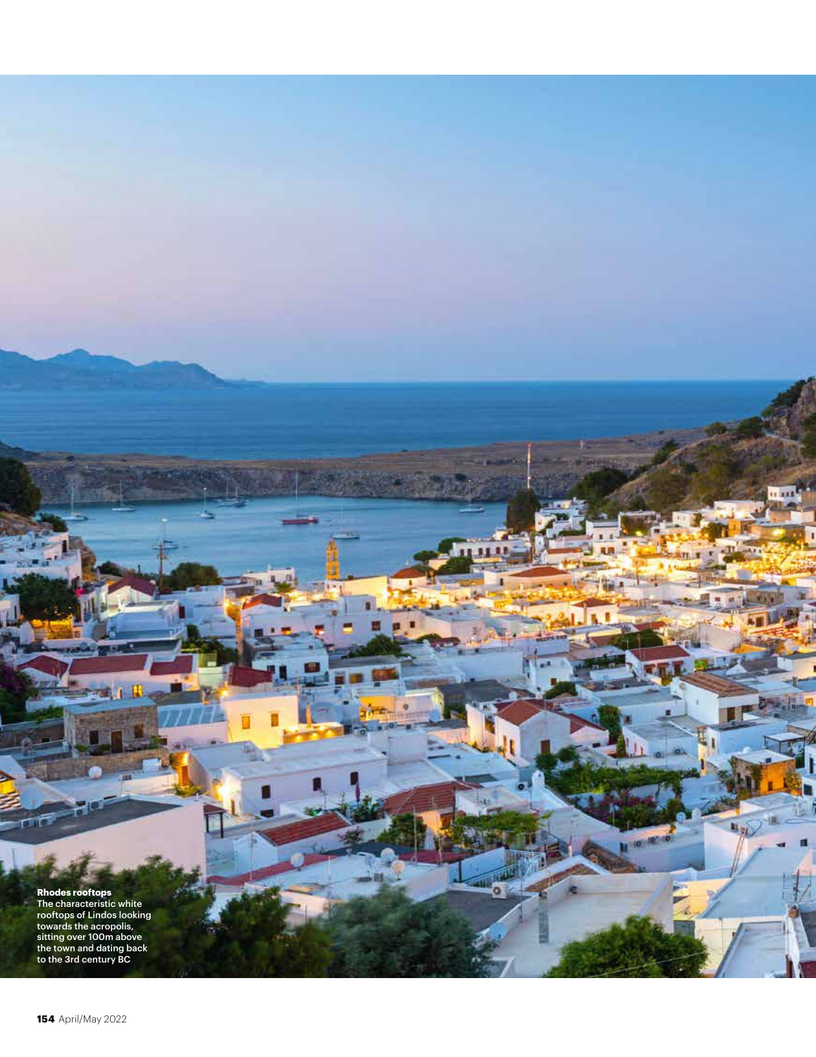**Rhodes rooftops**
The characteristic white rooftops of Lindos looking towards the acropolis, sitting over 100m above the town and dating back to the 3rd century BC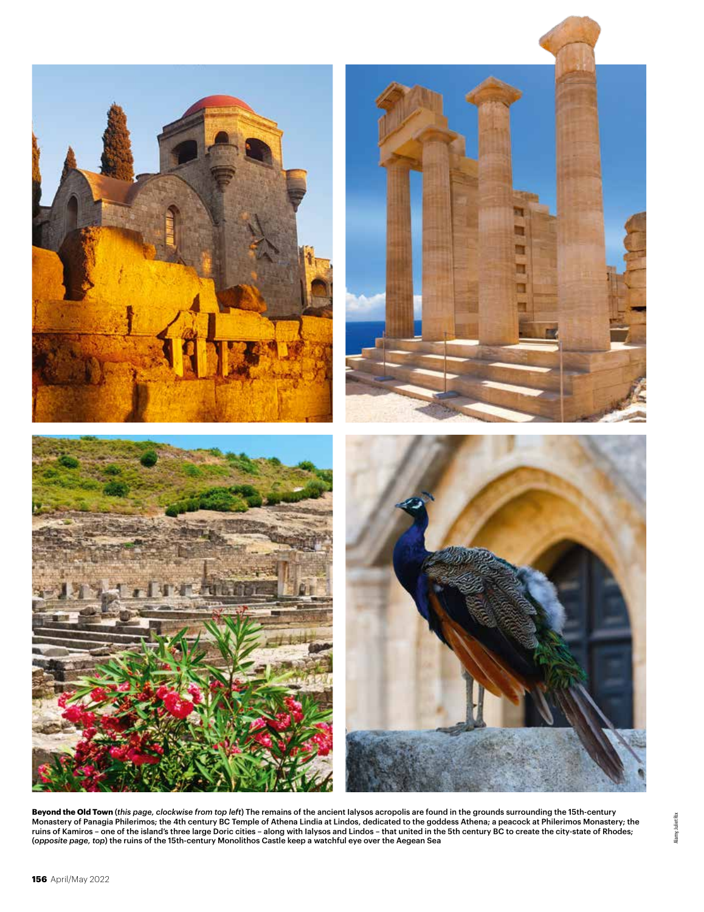**Beyond the Old Town** (*this page, clockwise from top left*) The remains of the ancient Ialysos acropolis are found in the grounds surrounding the 15th-century Monastery of Panagia Philerimos; the 4th century BC Temple of Athena Lindia at Lindos, dedicated to the goddess Athena; a peacock at Philerimos Monastery; the ruins of Kamiros – one of the island's three large Doric cities – along with Ialysos and Lindos – that united in the 5th century BC to create the city-state of Rhodes; (*opposite page, top*) the ruins of the 15th-century Monolithos Castle keep a watchful eye over the Aegean Sea

Alamy, Juliet Rix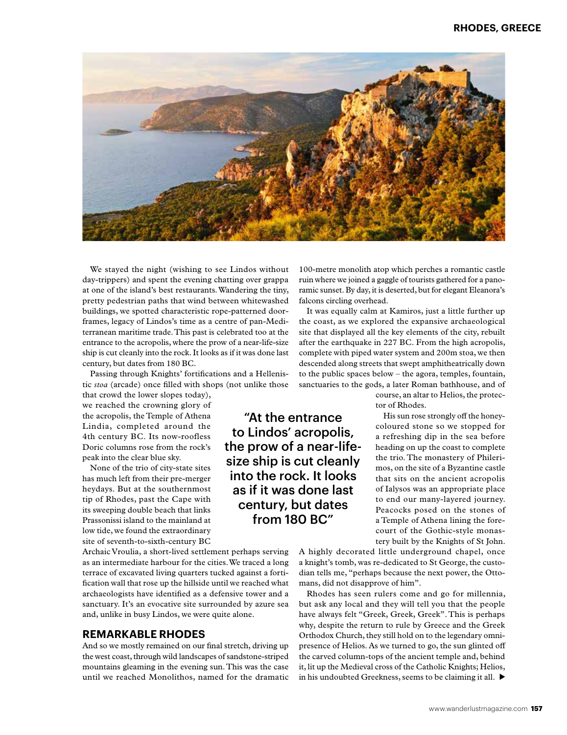We stayed the night (wishing to see Lindos without day-trippers) and spent the evening chatting over grappa at one of the island's best restaurants. Wandering the tiny, pretty pedestrian paths that wind between whitewashed buildings, we spotted characteristic rope-patterned doorframes, legacy of Lindos's time as a centre of pan-Mediterranean maritime trade. This past is celebrated too at the entrance to the acropolis, where the prow of a near-life-size ship is cut cleanly into the rock. It looks as if it was done last century, but dates from 180 BC.

Passing through Knights' fortifications and a Hellenistic *stoa* (arcade) once filled with shops (not unlike those that crowd the lower slopes today), we reached the crowning glory of the acropolis, the Temple of Athena Lindia, completed around the 4th century BC. Its now-roofless Doric columns rose from the rock's peak into the clear blue sky.

None of the trio of city-state sites has much left from their pre-merger heydays. But at the southernmost tip of Rhodes, past the Cape with its sweeping double beach that links Prassonissi island to the mainland at low tide, we found the extraordinary site of seventh-to-sixth-century BC Archaic Vroulia, a short-lived settlement perhaps serving as an intermediate harbour for the cities. We traced a long terrace of excavated living quarters tucked against a fortification wall that rose up the hillside until we reached what archaeologists have identified as a defensive tower and a sanctuary. It's an evocative site surrounded by azure sea and, unlike in busy Lindos, we were quite alone.

> "At the entrance to Lindos' acropolis, the prow of a near-life-size ship is cut cleanly into the rock. It looks as if it was done last century, but dates from 180 BC"

## REMARKABLE RHODES

And so we mostly remained on our final stretch, driving up the west coast, through wild landscapes of sandstone-striped mountains gleaming in the evening sun. This was the case until we reached Monolithos, named for the dramatic 100-metre monolith atop which perches a romantic castle ruin where we joined a gaggle of tourists gathered for a panoramic sunset. By day, it is deserted, but for elegant Eleanora's falcons circling overhead.

It was equally calm at Kamiros, just a little further up the coast, as we explored the expansive archaeological site that displayed all the key elements of the city, rebuilt after the earthquake in 227 BC. From the high acropolis, complete with piped water system and 200m stoa, we then descended along streets that swept amphitheatrically down to the public spaces below – the agora, temples, fountain, sanctuaries to the gods, a later Roman bathhouse, and of course, an altar to Helios, the protector of Rhodes.

His sun rose strongly off the honey-coloured stone so we stopped for a refreshing dip in the sea before heading on up the coast to complete the trio. The monastery of Philerimos, on the site of a Byzantine castle that sits on the ancient acropolis of Ialysos was an appropriate place to end our many-layered journey. Peacocks posed on the stones of a Temple of Athena lining the forecourt of the Gothic-style monastery built by the Knights of St John. A highly decorated little underground chapel, once a knight's tomb, was re-dedicated to St George, the custodian tells me, "perhaps because the next power, the Ottomans, did not disapprove of him".

Rhodes has seen rulers come and go for millennia, but ask any local and they will tell you that the people have always felt "Greek, Greek, Greek". This is perhaps why, despite the return to rule by Greece and the Greek Orthodox Church, they still hold on to the legendary omnipresence of Helios. As we turned to go, the sun glinted off the carved column-tops of the ancient temple and, behind it, lit up the Medieval cross of the Catholic Knights; Helios, in his undoubted Greekness, seems to be claiming it all. ▶